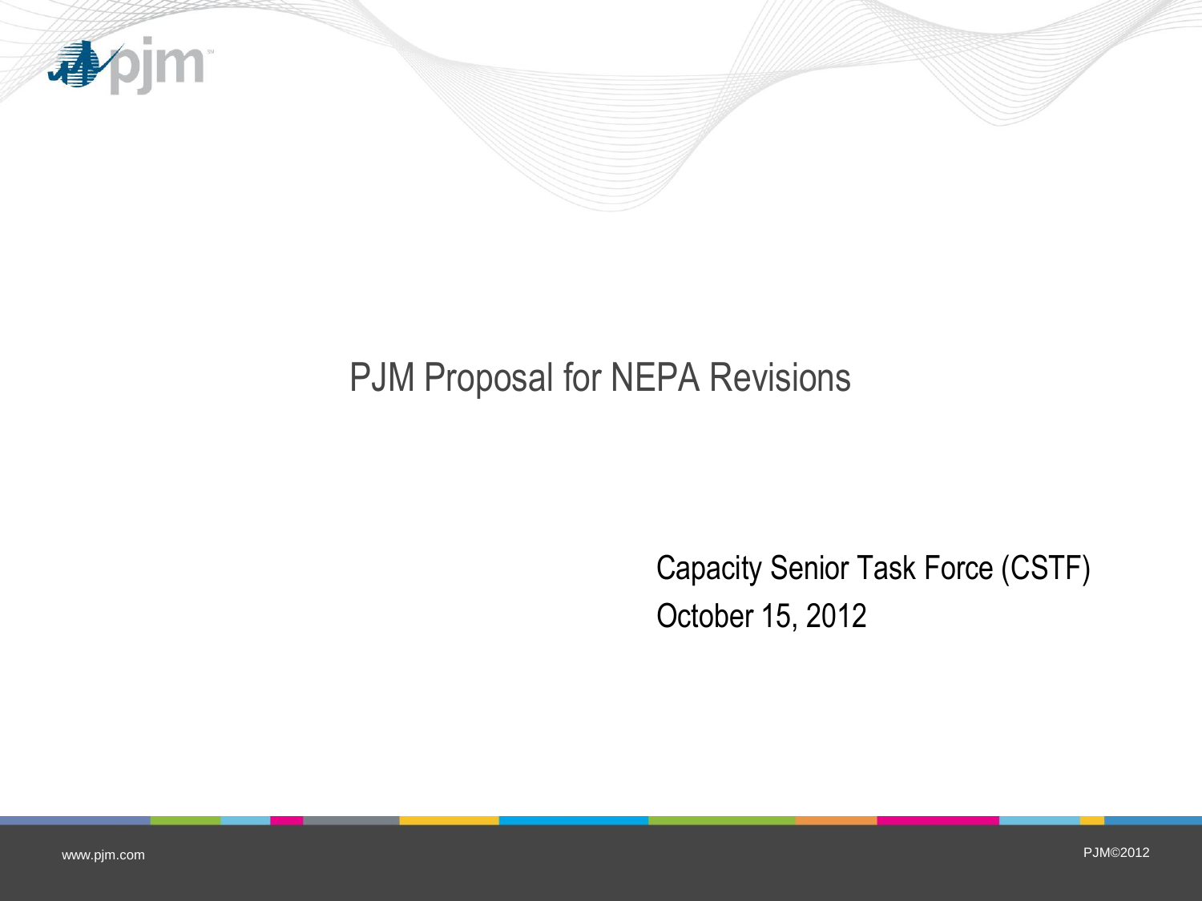# PJM Proposal for NEPA Revisions

Capacity Senior Task Force (CSTF)

October 15, 2012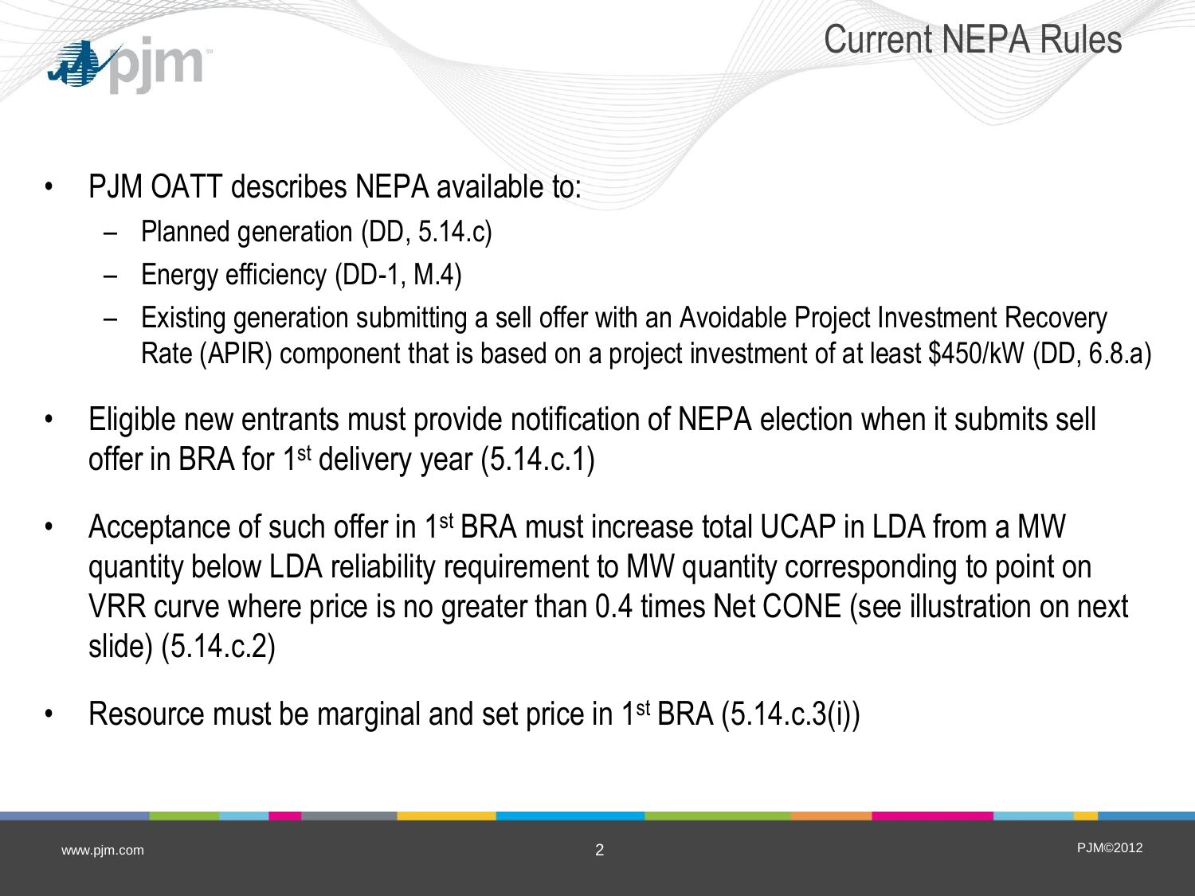# Current NEPA Rules

- PJM OATT describes NEPA available to:
  - Planned generation (DD, 5.14.c)
  - Energy efficiency (DD-1, M.4)
  - Existing generation submitting a sell offer with an Avoidable Project Investment Recovery Rate (APIR) component that is based on a project investment of at least $450/kW (DD, 6.8.a)
- Eligible new entrants must provide notification of NEPA election when it submits sell offer in BRA for 1st delivery year (5.14.c.1)
- Acceptance of such offer in 1st BRA must increase total UCAP in LDA from a MW quantity below LDA reliability requirement to MW quantity corresponding to point on VRR curve where price is no greater than 0.4 times Net CONE (see illustration on next slide) (5.14.c.2)
- Resource must be marginal and set price in 1st BRA (5.14.c.3(i))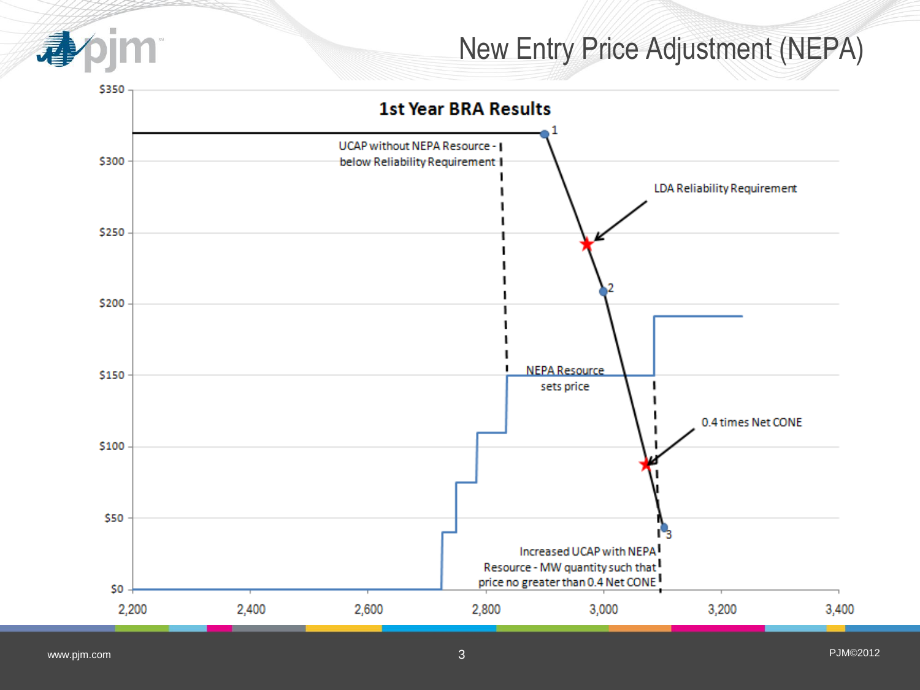# New Entry Price Adjustment (NEPA)

**1st Year BRA Results**

$350, $300, $250, $200, $150, $100, $50, $0

2,200 2,400 2,600 2,800 3,000 3,200 3,400

1, 2, 3

UCAP without NEPA Resource - below Reliability Requirement

LDA Reliability Requirement

NEPA Resource sets price

0.4 times Net CONE

Increased UCAP with NEPA Resource - MW quantity such that price no greater than 0.4 Net CONE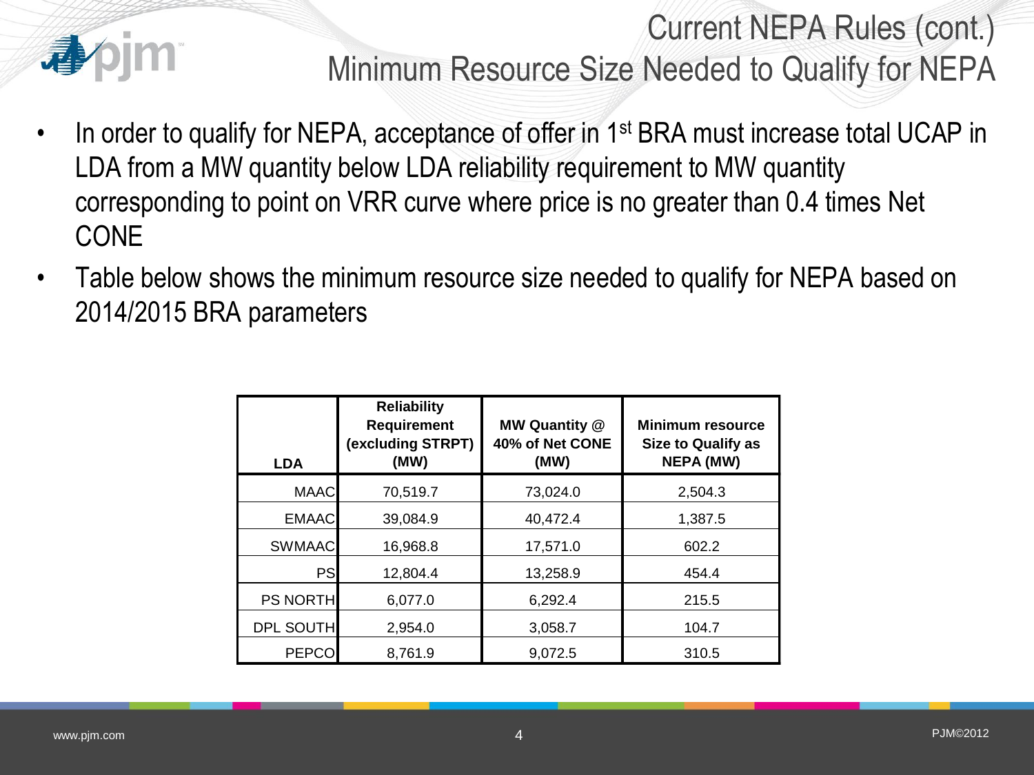# Current NEPA Rules (cont.)
## Minimum Resource Size Needed to Qualify for NEPA

- In order to qualify for NEPA, acceptance of offer in 1st BRA must increase total UCAP in LDA from a MW quantity below LDA reliability requirement to MW quantity corresponding to point on VRR curve where price is no greater than 0.4 times Net CONE
- Table below shows the minimum resource size needed to qualify for NEPA based on 2014/2015 BRA parameters

| LDA | Reliability Requirement (excluding STRPT) (MW) | MW Quantity @ 40% of Net CONE (MW) | Minimum resource Size to Qualify as NEPA (MW) |
|---|---|---|---|
| MAAC | 70,519.7 | 73,024.0 | 2,504.3 |
| EMAAC | 39,084.9 | 40,472.4 | 1,387.5 |
| SWMAAC | 16,968.8 | 17,571.0 | 602.2 |
| PS | 12,804.4 | 13,258.9 | 454.4 |
| PS NORTH | 6,077.0 | 6,292.4 | 215.5 |
| DPL SOUTH | 2,954.0 | 3,058.7 | 104.7 |
| PEPCO | 8,761.9 | 9,072.5 | 310.5 |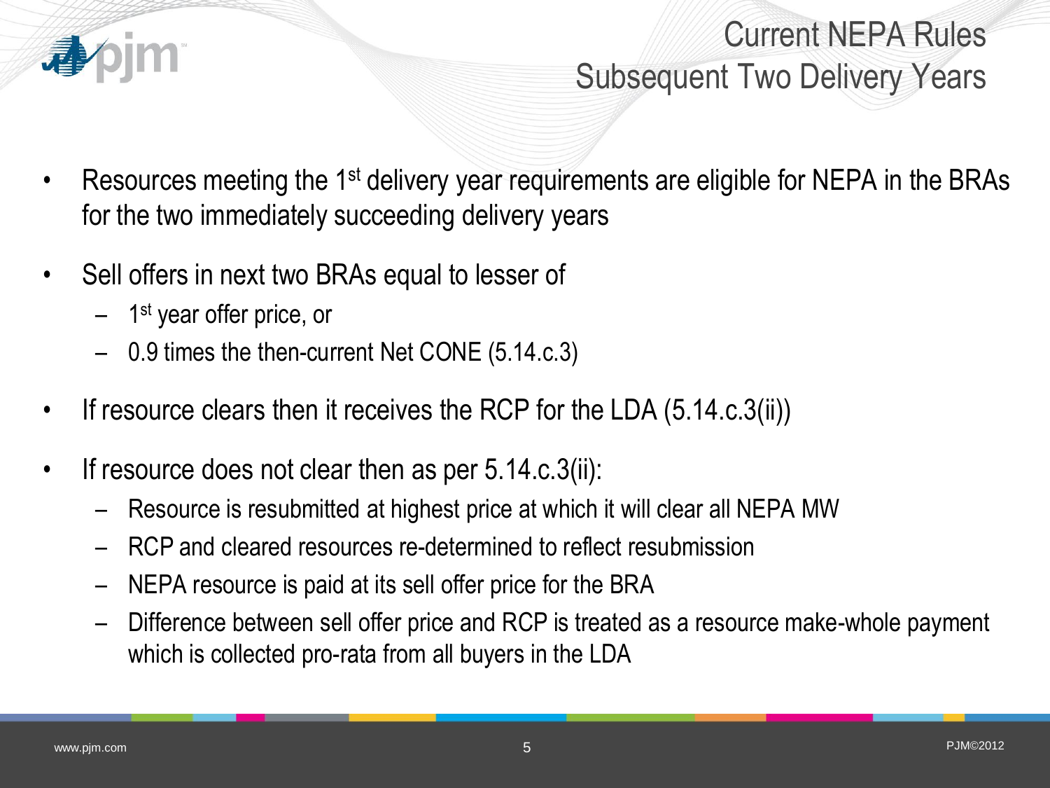# Current NEPA Rules
## Subsequent Two Delivery Years

- Resources meeting the 1st delivery year requirements are eligible for NEPA in the BRAs for the two immediately succeeding delivery years
- Sell offers in next two BRAs equal to lesser of
  - 1st year offer price, or
  - 0.9 times the then-current Net CONE (5.14.c.3)
- If resource clears then it receives the RCP for the LDA (5.14.c.3(ii))
- If resource does not clear then as per 5.14.c.3(ii):
  - Resource is resubmitted at highest price at which it will clear all NEPA MW
  - RCP and cleared resources re-determined to reflect resubmission
  - NEPA resource is paid at its sell offer price for the BRA
  - Difference between sell offer price and RCP is treated as a resource make-whole payment which is collected pro-rata from all buyers in the LDA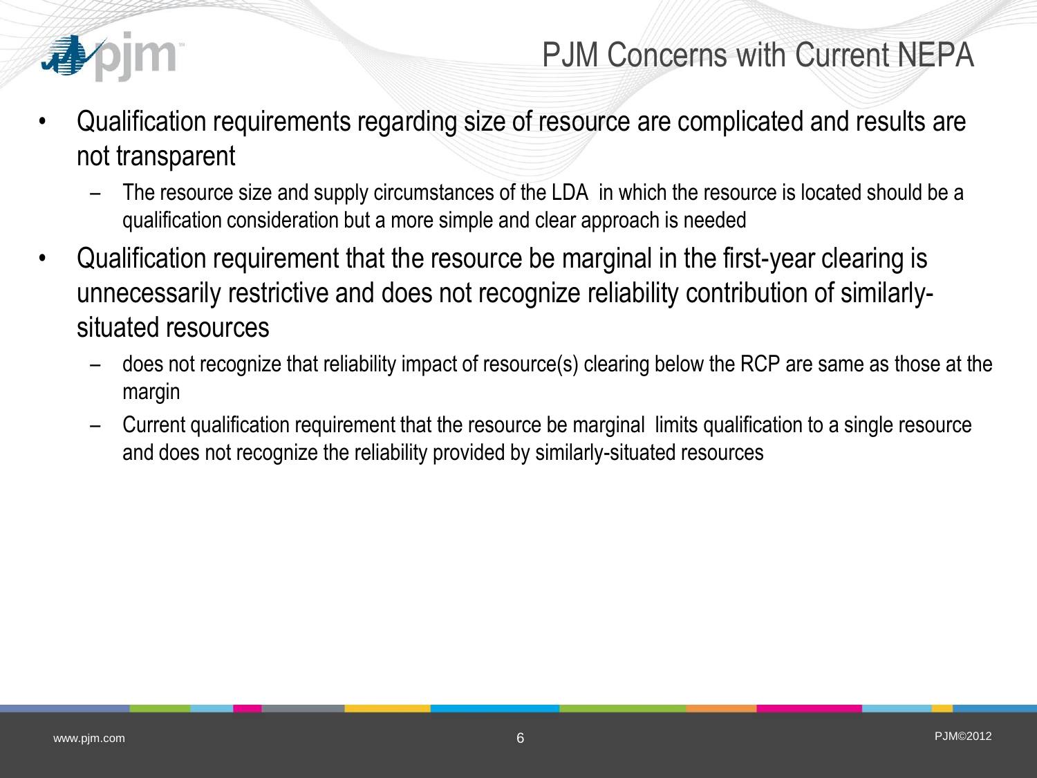# PJM Concerns with Current NEPA

- Qualification requirements regarding size of resource are complicated and results are not transparent
  - The resource size and supply circumstances of the LDA in which the resource is located should be a qualification consideration but a more simple and clear approach is needed
- Qualification requirement that the resource be marginal in the first-year clearing is unnecessarily restrictive and does not recognize reliability contribution of similarly-situated resources
  - does not recognize that reliability impact of resource(s) clearing below the RCP are same as those at the margin
  - Current qualification requirement that the resource be marginal limits qualification to a single resource and does not recognize the reliability provided by similarly-situated resources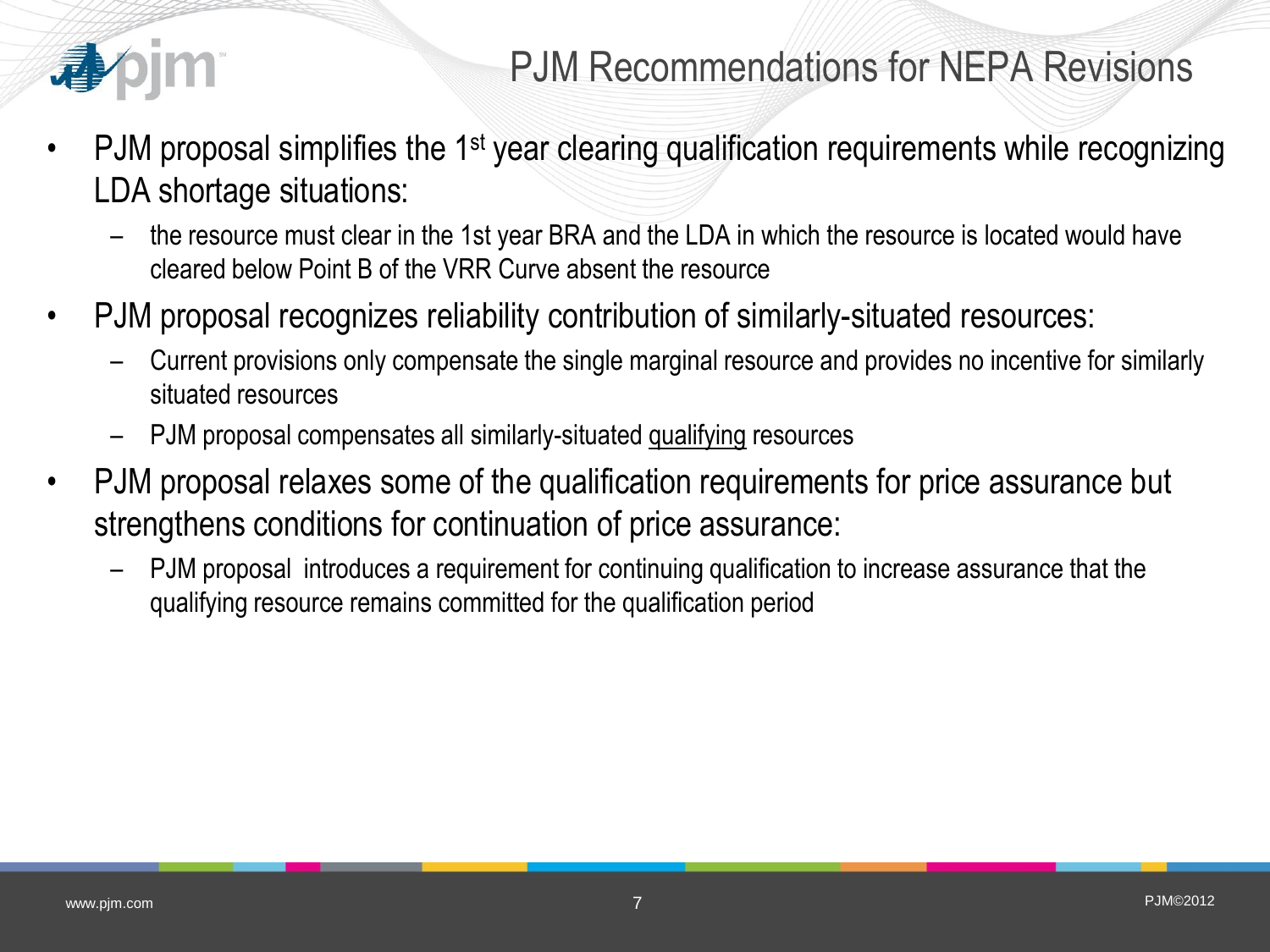# PJM Recommendations for NEPA Revisions

- PJM proposal simplifies the 1st year clearing qualification requirements while recognizing LDA shortage situations:
  - the resource must clear in the 1st year BRA and the LDA in which the resource is located would have cleared below Point B of the VRR Curve absent the resource
- PJM proposal recognizes reliability contribution of similarly-situated resources:
  - Current provisions only compensate the single marginal resource and provides no incentive for similarly situated resources
  - PJM proposal compensates all similarly-situated <u>qualifying</u> resources
- PJM proposal relaxes some of the qualification requirements for price assurance but strengthens conditions for continuation of price assurance:
  - PJM proposal introduces a requirement for continuing qualification to increase assurance that the qualifying resource remains committed for the qualification period